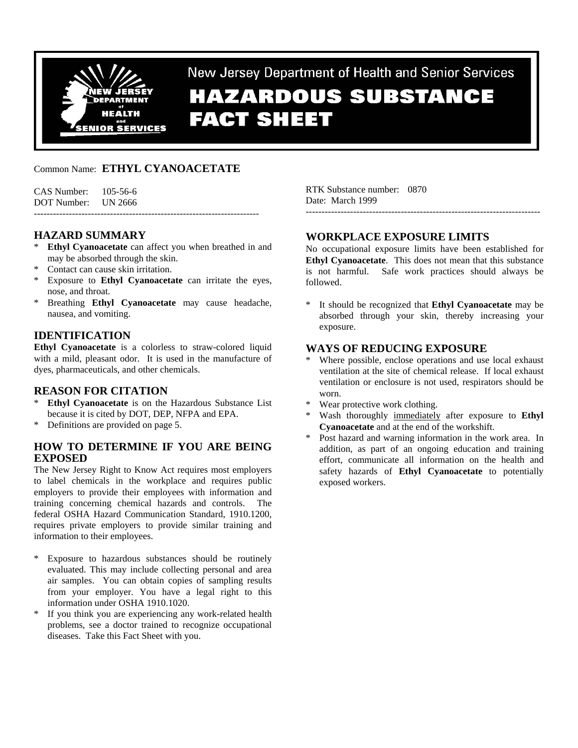New Jersey Department of Health and Senior Services

# HAZARDOUS SUBSTANCE FACT SHEET

Common Name: **ETHYL CYANOACETATE**

CAS Number: 105-56-6
DOT Number: UN 2666

RTK Substance number: 0870
Date: March 1999

---

## HAZARD SUMMARY

* **Ethyl Cyanoacetate** can affect you when breathed in and may be absorbed through the skin.
* Contact can cause skin irritation.
* Exposure to **Ethyl Cyanoacetate** can irritate the eyes, nose, and throat.
* Breathing **Ethyl Cyanoacetate** may cause headache, nausea, and vomiting.

## IDENTIFICATION

**Ethyl Cyanoacetate** is a colorless to straw-colored liquid with a mild, pleasant odor. It is used in the manufacture of dyes, pharmaceuticals, and other chemicals.

## REASON FOR CITATION

* **Ethyl Cyanoacetate** is on the Hazardous Substance List because it is cited by DOT, DEP, NFPA and EPA.
* Definitions are provided on page 5.

## HOW TO DETERMINE IF YOU ARE BEING EXPOSED

The New Jersey Right to Know Act requires most employers to label chemicals in the workplace and requires public employers to provide their employees with information and training concerning chemical hazards and controls. The federal OSHA Hazard Communication Standard, 1910.1200, requires private employers to provide similar training and information to their employees.

* Exposure to hazardous substances should be routinely evaluated. This may include collecting personal and area air samples. You can obtain copies of sampling results from your employer. You have a legal right to this information under OSHA 1910.1020.
* If you think you are experiencing any work-related health problems, see a doctor trained to recognize occupational diseases. Take this Fact Sheet with you.

## WORKPLACE EXPOSURE LIMITS

No occupational exposure limits have been established for **Ethyl Cyanoacetate**. This does not mean that this substance is not harmful. Safe work practices should always be followed.

* It should be recognized that **Ethyl Cyanoacetate** may be absorbed through your skin, thereby increasing your exposure.

## WAYS OF REDUCING EXPOSURE

* Where possible, enclose operations and use local exhaust ventilation at the site of chemical release. If local exhaust ventilation or enclosure is not used, respirators should be worn.
* Wear protective work clothing.
* Wash thoroughly immediately after exposure to **Ethyl Cyanoacetate** and at the end of the workshift.
* Post hazard and warning information in the work area. In addition, as part of an ongoing education and training effort, communicate all information on the health and safety hazards of **Ethyl Cyanoacetate** to potentially exposed workers.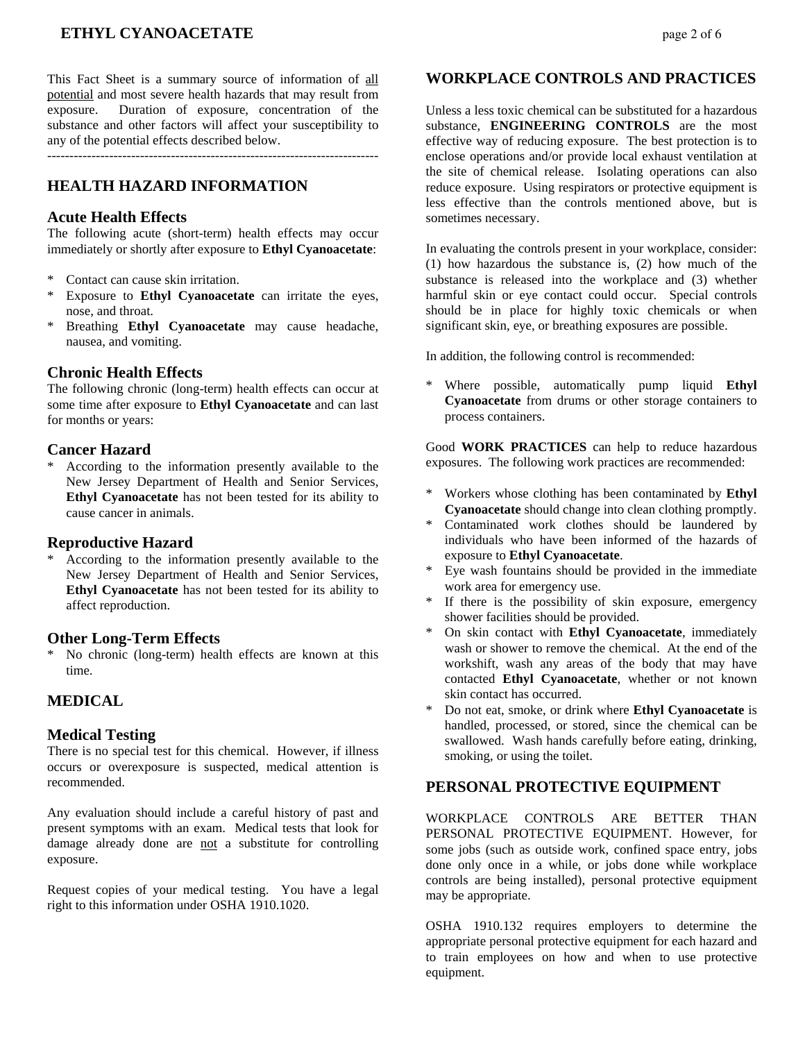This Fact Sheet is a summary source of information of all potential and most severe health hazards that may result from exposure. Duration of exposure, concentration of the substance and other factors will affect your susceptibility to any of the potential effects described below.

---

## HEALTH HAZARD INFORMATION

### Acute Health Effects

The following acute (short-term) health effects may occur immediately or shortly after exposure to **Ethyl Cyanoacetate**:

* Contact can cause skin irritation.
* Exposure to **Ethyl Cyanoacetate** can irritate the eyes, nose, and throat.
* Breathing **Ethyl Cyanoacetate** may cause headache, nausea, and vomiting.

### Chronic Health Effects

The following chronic (long-term) health effects can occur at some time after exposure to **Ethyl Cyanoacetate** and can last for months or years:

### Cancer Hazard

* According to the information presently available to the New Jersey Department of Health and Senior Services, **Ethyl Cyanoacetate** has not been tested for its ability to cause cancer in animals.

### Reproductive Hazard

* According to the information presently available to the New Jersey Department of Health and Senior Services, **Ethyl Cyanoacetate** has not been tested for its ability to affect reproduction.

### Other Long-Term Effects

* No chronic (long-term) health effects are known at this time.

## MEDICAL

### Medical Testing

There is no special test for this chemical. However, if illness occurs or overexposure is suspected, medical attention is recommended.

Any evaluation should include a careful history of past and present symptoms with an exam. Medical tests that look for damage already done are not a substitute for controlling exposure.

Request copies of your medical testing. You have a legal right to this information under OSHA 1910.1020.

## WORKPLACE CONTROLS AND PRACTICES

Unless a less toxic chemical can be substituted for a hazardous substance, **ENGINEERING CONTROLS** are the most effective way of reducing exposure. The best protection is to enclose operations and/or provide local exhaust ventilation at the site of chemical release. Isolating operations can also reduce exposure. Using respirators or protective equipment is less effective than the controls mentioned above, but is sometimes necessary.

In evaluating the controls present in your workplace, consider: (1) how hazardous the substance is, (2) how much of the substance is released into the workplace and (3) whether harmful skin or eye contact could occur. Special controls should be in place for highly toxic chemicals or when significant skin, eye, or breathing exposures are possible.

In addition, the following control is recommended:

* Where possible, automatically pump liquid **Ethyl Cyanoacetate** from drums or other storage containers to process containers.

Good **WORK PRACTICES** can help to reduce hazardous exposures. The following work practices are recommended:

* Workers whose clothing has been contaminated by **Ethyl Cyanoacetate** should change into clean clothing promptly.
* Contaminated work clothes should be laundered by individuals who have been informed of the hazards of exposure to **Ethyl Cyanoacetate**.
* Eye wash fountains should be provided in the immediate work area for emergency use.
* If there is the possibility of skin exposure, emergency shower facilities should be provided.
* On skin contact with **Ethyl Cyanoacetate**, immediately wash or shower to remove the chemical. At the end of the workshift, wash any areas of the body that may have contacted **Ethyl Cyanoacetate**, whether or not known skin contact has occurred.
* Do not eat, smoke, or drink where **Ethyl Cyanoacetate** is handled, processed, or stored, since the chemical can be swallowed. Wash hands carefully before eating, drinking, smoking, or using the toilet.

## PERSONAL PROTECTIVE EQUIPMENT

WORKPLACE CONTROLS ARE BETTER THAN PERSONAL PROTECTIVE EQUIPMENT. However, for some jobs (such as outside work, confined space entry, jobs done only once in a while, or jobs done while workplace controls are being installed), personal protective equipment may be appropriate.

OSHA 1910.132 requires employers to determine the appropriate personal protective equipment for each hazard and to train employees on how and when to use protective equipment.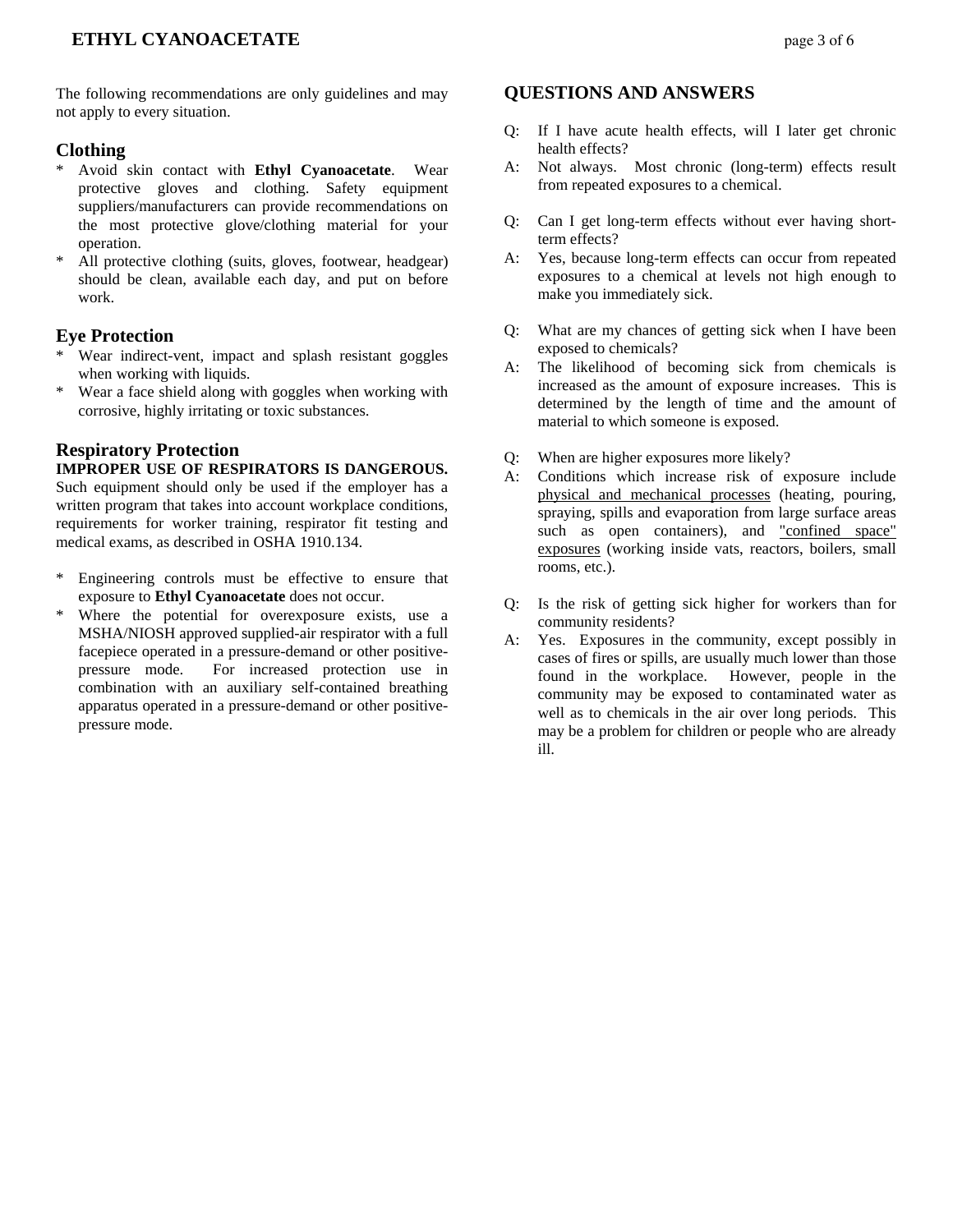The following recommendations are only guidelines and may not apply to every situation.

## Clothing

* Avoid skin contact with **Ethyl Cyanoacetate**. Wear protective gloves and clothing. Safety equipment suppliers/manufacturers can provide recommendations on the most protective glove/clothing material for your operation.
* All protective clothing (suits, gloves, footwear, headgear) should be clean, available each day, and put on before work.

## Eye Protection

* Wear indirect-vent, impact and splash resistant goggles when working with liquids.
* Wear a face shield along with goggles when working with corrosive, highly irritating or toxic substances.

## Respiratory Protection

**IMPROPER USE OF RESPIRATORS IS DANGEROUS.** Such equipment should only be used if the employer has a written program that takes into account workplace conditions, requirements for worker training, respirator fit testing and medical exams, as described in OSHA 1910.134.

* Engineering controls must be effective to ensure that exposure to **Ethyl Cyanoacetate** does not occur.
* Where the potential for overexposure exists, use a MSHA/NIOSH approved supplied-air respirator with a full facepiece operated in a pressure-demand or other positive-pressure mode. For increased protection use in combination with an auxiliary self-contained breathing apparatus operated in a pressure-demand or other positive-pressure mode.

## QUESTIONS AND ANSWERS

Q: If I have acute health effects, will I later get chronic health effects?
A: Not always. Most chronic (long-term) effects result from repeated exposures to a chemical.

Q: Can I get long-term effects without ever having short-term effects?
A: Yes, because long-term effects can occur from repeated exposures to a chemical at levels not high enough to make you immediately sick.

Q: What are my chances of getting sick when I have been exposed to chemicals?
A: The likelihood of becoming sick from chemicals is increased as the amount of exposure increases. This is determined by the length of time and the amount of material to which someone is exposed.

Q: When are higher exposures more likely?
A: Conditions which increase risk of exposure include physical and mechanical processes (heating, pouring, spraying, spills and evaporation from large surface areas such as open containers), and "confined space" exposures (working inside vats, reactors, boilers, small rooms, etc.).

Q: Is the risk of getting sick higher for workers than for community residents?
A: Yes. Exposures in the community, except possibly in cases of fires or spills, are usually much lower than those found in the workplace. However, people in the community may be exposed to contaminated water as well as to chemicals in the air over long periods. This may be a problem for children or people who are already ill.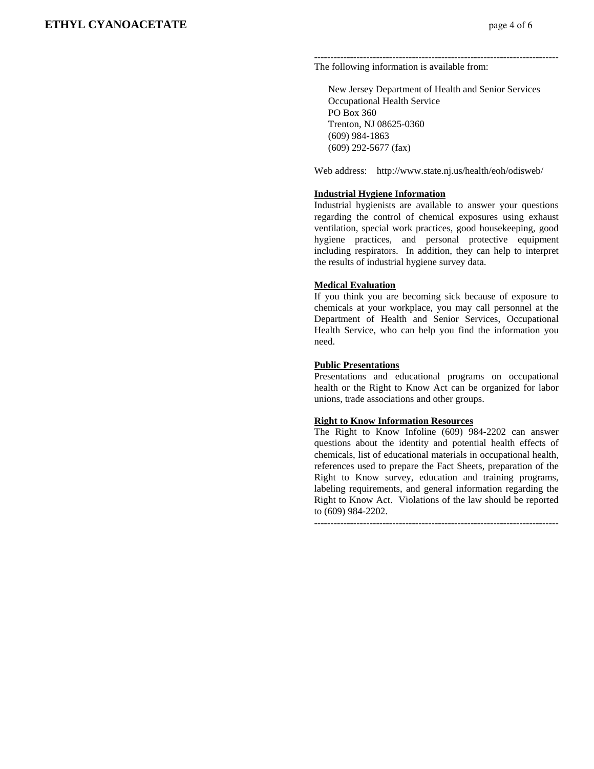---

The following information is available from:

New Jersey Department of Health and Senior Services
Occupational Health Service
PO Box 360
Trenton, NJ 08625-0360
(609) 984-1863
(609) 292-5677 (fax)

Web address: http://www.state.nj.us/health/eoh/odisweb/

**Industrial Hygiene Information**

Industrial hygienists are available to answer your questions regarding the control of chemical exposures using exhaust ventilation, special work practices, good housekeeping, good hygiene practices, and personal protective equipment including respirators. In addition, they can help to interpret the results of industrial hygiene survey data.

**Medical Evaluation**

If you think you are becoming sick because of exposure to chemicals at your workplace, you may call personnel at the Department of Health and Senior Services, Occupational Health Service, who can help you find the information you need.

**Public Presentations**

Presentations and educational programs on occupational health or the Right to Know Act can be organized for labor unions, trade associations and other groups.

**Right to Know Information Resources**

The Right to Know Infoline (609) 984-2202 can answer questions about the identity and potential health effects of chemicals, list of educational materials in occupational health, references used to prepare the Fact Sheets, preparation of the Right to Know survey, education and training programs, labeling requirements, and general information regarding the Right to Know Act. Violations of the law should be reported to (609) 984-2202.

---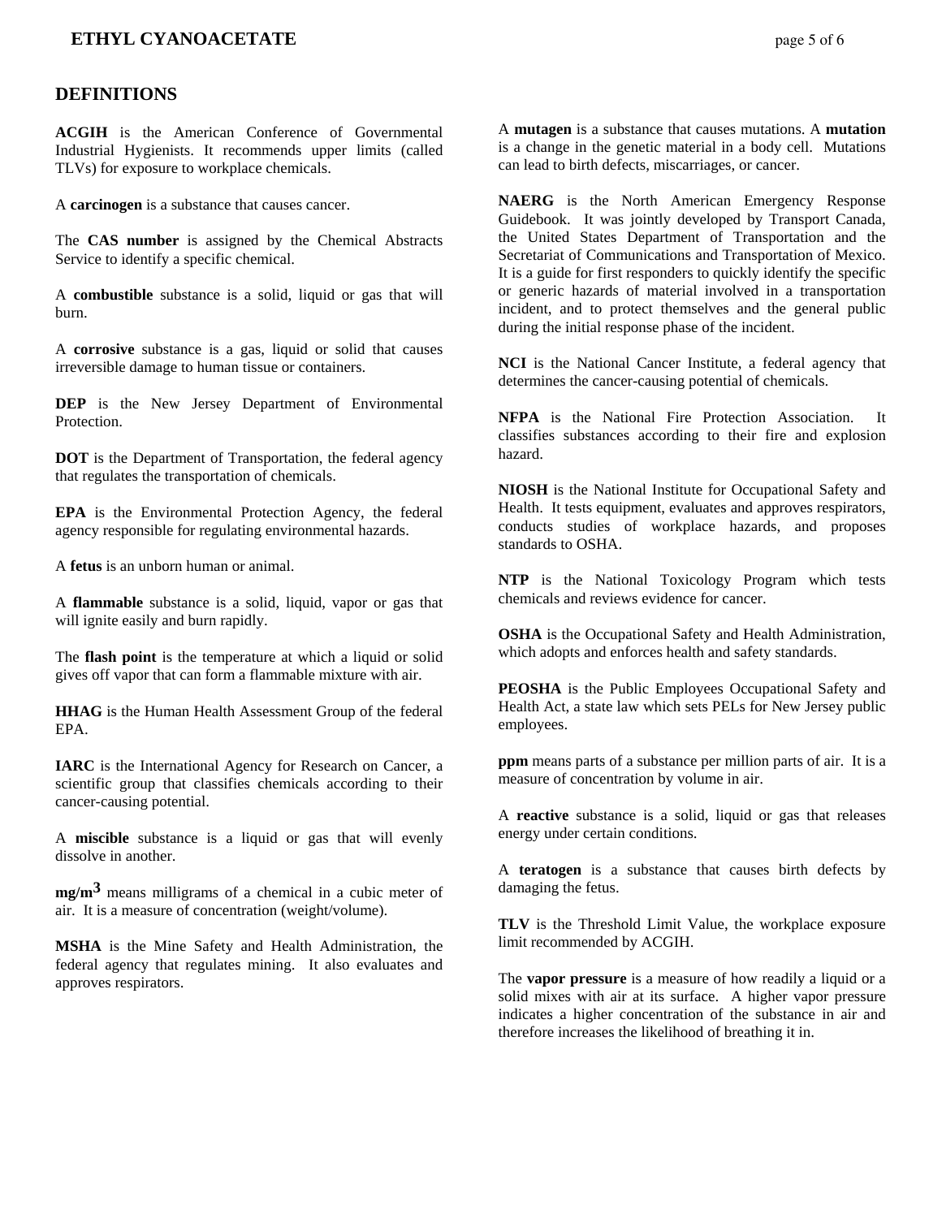## DEFINITIONS

**ACGIH** is the American Conference of Governmental Industrial Hygienists. It recommends upper limits (called TLVs) for exposure to workplace chemicals.

A **carcinogen** is a substance that causes cancer.

The **CAS number** is assigned by the Chemical Abstracts Service to identify a specific chemical.

A **combustible** substance is a solid, liquid or gas that will burn.

A **corrosive** substance is a gas, liquid or solid that causes irreversible damage to human tissue or containers.

**DEP** is the New Jersey Department of Environmental Protection.

**DOT** is the Department of Transportation, the federal agency that regulates the transportation of chemicals.

**EPA** is the Environmental Protection Agency, the federal agency responsible for regulating environmental hazards.

A **fetus** is an unborn human or animal.

A **flammable** substance is a solid, liquid, vapor or gas that will ignite easily and burn rapidly.

The **flash point** is the temperature at which a liquid or solid gives off vapor that can form a flammable mixture with air.

**HHAG** is the Human Health Assessment Group of the federal EPA.

**IARC** is the International Agency for Research on Cancer, a scientific group that classifies chemicals according to their cancer-causing potential.

A **miscible** substance is a liquid or gas that will evenly dissolve in another.

**mg/m$^3$** means milligrams of a chemical in a cubic meter of air. It is a measure of concentration (weight/volume).

**MSHA** is the Mine Safety and Health Administration, the federal agency that regulates mining. It also evaluates and approves respirators.

A **mutagen** is a substance that causes mutations. A **mutation** is a change in the genetic material in a body cell. Mutations can lead to birth defects, miscarriages, or cancer.

**NAERG** is the North American Emergency Response Guidebook. It was jointly developed by Transport Canada, the United States Department of Transportation and the Secretariat of Communications and Transportation of Mexico. It is a guide for first responders to quickly identify the specific or generic hazards of material involved in a transportation incident, and to protect themselves and the general public during the initial response phase of the incident.

**NCI** is the National Cancer Institute, a federal agency that determines the cancer-causing potential of chemicals.

**NFPA** is the National Fire Protection Association. It classifies substances according to their fire and explosion hazard.

**NIOSH** is the National Institute for Occupational Safety and Health. It tests equipment, evaluates and approves respirators, conducts studies of workplace hazards, and proposes standards to OSHA.

**NTP** is the National Toxicology Program which tests chemicals and reviews evidence for cancer.

**OSHA** is the Occupational Safety and Health Administration, which adopts and enforces health and safety standards.

**PEOSHA** is the Public Employees Occupational Safety and Health Act, a state law which sets PELs for New Jersey public employees.

**ppm** means parts of a substance per million parts of air. It is a measure of concentration by volume in air.

A **reactive** substance is a solid, liquid or gas that releases energy under certain conditions.

A **teratogen** is a substance that causes birth defects by damaging the fetus.

**TLV** is the Threshold Limit Value, the workplace exposure limit recommended by ACGIH.

The **vapor pressure** is a measure of how readily a liquid or a solid mixes with air at its surface. A higher vapor pressure indicates a higher concentration of the substance in air and therefore increases the likelihood of breathing it in.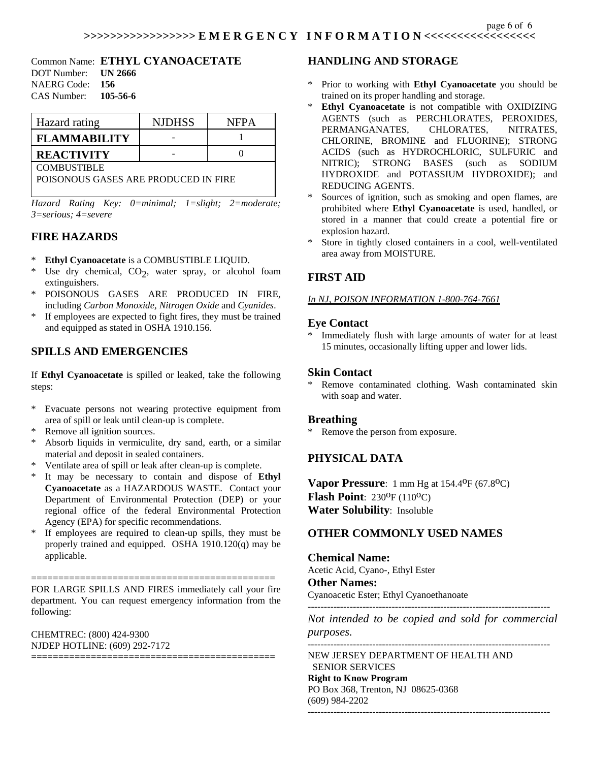# >>>>>>>>>>>>>>>>> E M E R G E N C Y   I N F O R M A T I O N <<<<<<<<<<<<<<<<<

Common Name: **ETHYL CYANOACETATE**
DOT Number: **UN 2666**
NAERG Code: **156**
CAS Number: **105-56-6**

| Hazard rating | NJDHSS | NFPA |
|---|---|---|
| **FLAMMABILITY** | - | 1 |
| **REACTIVITY** | - | 0 |
| COMBUSTIBLE<br>POISONOUS GASES ARE PRODUCED IN FIRE | | |

*Hazard Rating Key: 0=minimal; 1=slight; 2=moderate; 3=serious; 4=severe*

## FIRE HAZARDS

* **Ethyl Cyanoacetate** is a COMBUSTIBLE LIQUID.
* Use dry chemical, $CO_2$, water spray, or alcohol foam extinguishers.
* POISONOUS GASES ARE PRODUCED IN FIRE, including *Carbon Monoxide, Nitrogen Oxide* and *Cyanides*.
* If employees are expected to fight fires, they must be trained and equipped as stated in OSHA 1910.156.

## SPILLS AND EMERGENCIES

If **Ethyl Cyanoacetate** is spilled or leaked, take the following steps:

* Evacuate persons not wearing protective equipment from area of spill or leak until clean-up is complete.
* Remove all ignition sources.
* Absorb liquids in vermiculite, dry sand, earth, or a similar material and deposit in sealed containers.
* Ventilate area of spill or leak after clean-up is complete.
* It may be necessary to contain and dispose of **Ethyl Cyanoacetate** as a HAZARDOUS WASTE. Contact your Department of Environmental Protection (DEP) or your regional office of the federal Environmental Protection Agency (EPA) for specific recommendations.
* If employees are required to clean-up spills, they must be properly trained and equipped. OSHA 1910.120(q) may be applicable.

============================================

FOR LARGE SPILLS AND FIRES immediately call your fire department. You can request emergency information from the following:

CHEMTREC: (800) 424-9300
NJDEP HOTLINE: (609) 292-7172

============================================

## HANDLING AND STORAGE

* Prior to working with **Ethyl Cyanoacetate** you should be trained on its proper handling and storage.
* **Ethyl Cyanoacetate** is not compatible with OXIDIZING AGENTS (such as PERCHLORATES, PEROXIDES, PERMANGANATES, CHLORATES, NITRATES, CHLORINE, BROMINE and FLUORINE); STRONG ACIDS (such as HYDROCHLORIC, SULFURIC and NITRIC); STRONG BASES (such as SODIUM HYDROXIDE and POTASSIUM HYDROXIDE); and REDUCING AGENTS.
* Sources of ignition, such as smoking and open flames, are prohibited where **Ethyl Cyanoacetate** is used, handled, or stored in a manner that could create a potential fire or explosion hazard.
* Store in tightly closed containers in a cool, well-ventilated area away from MOISTURE.

## FIRST AID

*In NJ, POISON INFORMATION 1-800-764-7661*

### Eye Contact

* Immediately flush with large amounts of water for at least 15 minutes, occasionally lifting upper and lower lids.

### Skin Contact

* Remove contaminated clothing. Wash contaminated skin with soap and water.

### Breathing

* Remove the person from exposure.

## PHYSICAL DATA

**Vapor Pressure**: 1 mm Hg at 154.4°F (67.8°C)
**Flash Point**: 230°F (110°C)
**Water Solubility**: Insoluble

## OTHER COMMONLY USED NAMES

**Chemical Name:**
Acetic Acid, Cyano-, Ethyl Ester

**Other Names:**
Cyanoacetic Ester; Ethyl Cyanoethanoate

---

*Not intended to be copied and sold for commercial purposes.*

---

NEW JERSEY DEPARTMENT OF HEALTH AND SENIOR SERVICES
**Right to Know Program**
PO Box 368, Trenton, NJ 08625-0368
(609) 984-2202